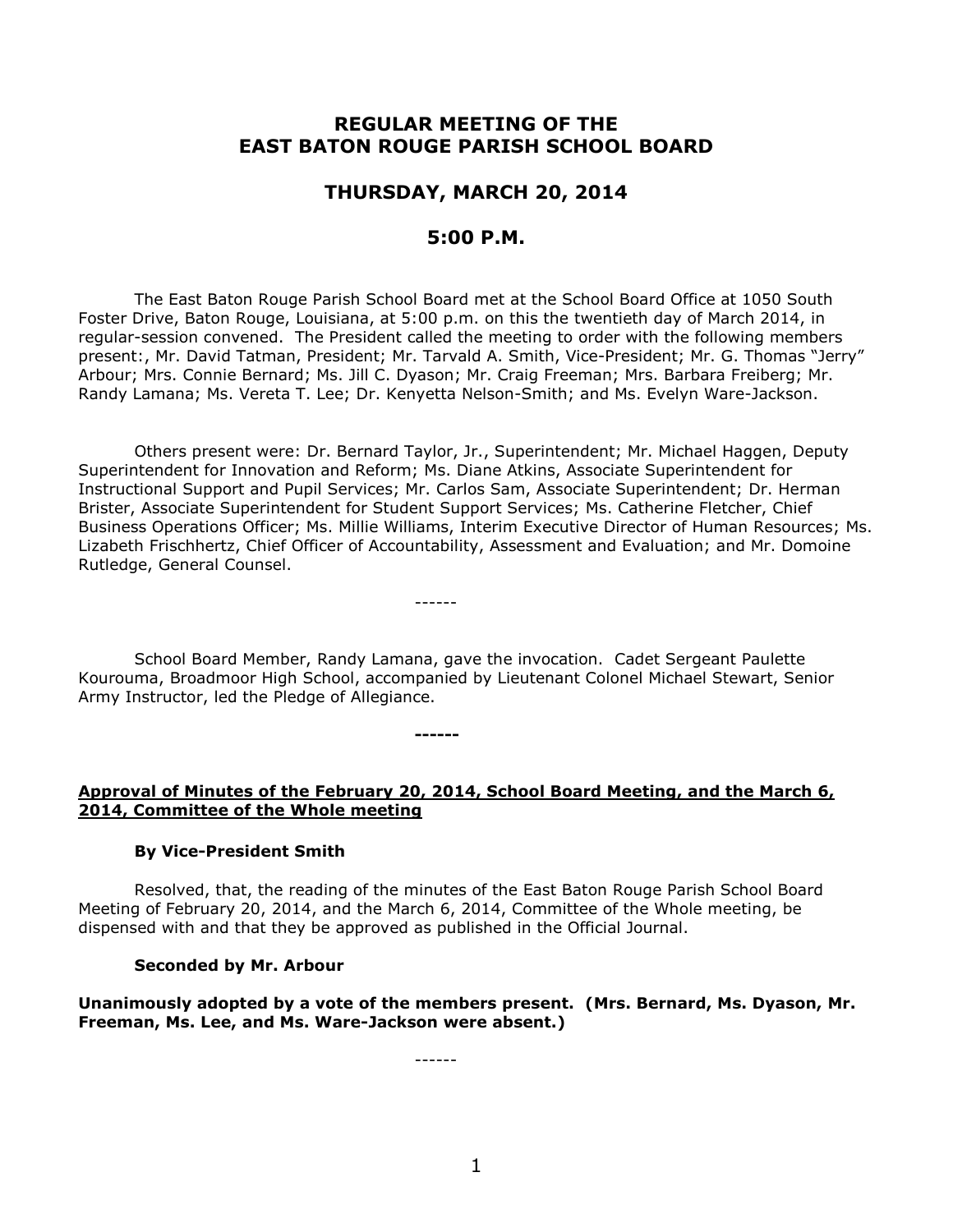# REGULAR MEETING OF THE EAST BATON ROUGE PARISH SCHOOL BOARD

## THURSDAY, MARCH 20, 2014

## 5:00 P.M.

The East Baton Rouge Parish School Board met at the School Board Office at 1050 South Foster Drive, Baton Rouge, Louisiana, at 5:00 p.m. on this the twentieth day of March 2014, in regular-session convened. The President called the meeting to order with the following members present:, Mr. David Tatman, President; Mr. Tarvald A. Smith, Vice-President; Mr. G. Thomas "Jerry" Arbour; Mrs. Connie Bernard; Ms. Jill C. Dyason; Mr. Craig Freeman; Mrs. Barbara Freiberg; Mr. Randy Lamana; Ms. Vereta T. Lee; Dr. Kenyetta Nelson-Smith; and Ms. Evelyn Ware-Jackson.

Others present were: Dr. Bernard Taylor, Jr., Superintendent; Mr. Michael Haggen, Deputy Superintendent for Innovation and Reform; Ms. Diane Atkins, Associate Superintendent for Instructional Support and Pupil Services; Mr. Carlos Sam, Associate Superintendent; Dr. Herman Brister, Associate Superintendent for Student Support Services; Ms. Catherine Fletcher, Chief Business Operations Officer; Ms. Millie Williams, Interim Executive Director of Human Resources; Ms. Lizabeth Frischhertz, Chief Officer of Accountability, Assessment and Evaluation; and Mr. Domoine Rutledge, General Counsel.

------

School Board Member, Randy Lamana, gave the invocation. Cadet Sergeant Paulette Kourouma, Broadmoor High School, accompanied by Lieutenant Colonel Michael Stewart, Senior Army Instructor, led the Pledge of Allegiance.

**------**

**Approval of Minutes of the February 20, 2014, School Board Meeting, and the March 6, 2014, Committee of the Whole meeting**

**By Vice-President Smith**

Resolved, that, the reading of the minutes of the East Baton Rouge Parish School Board Meeting of February 20, 2014, and the March 6, 2014, Committee of the Whole meeting, be dispensed with and that they be approved as published in the Official Journal.

**Seconded by Mr. Arbour**

**Unanimously adopted by a vote of the members present. (Mrs. Bernard, Ms. Dyason, Mr. Freeman, Ms. Lee, and Ms. Ware-Jackson were absent.)**

------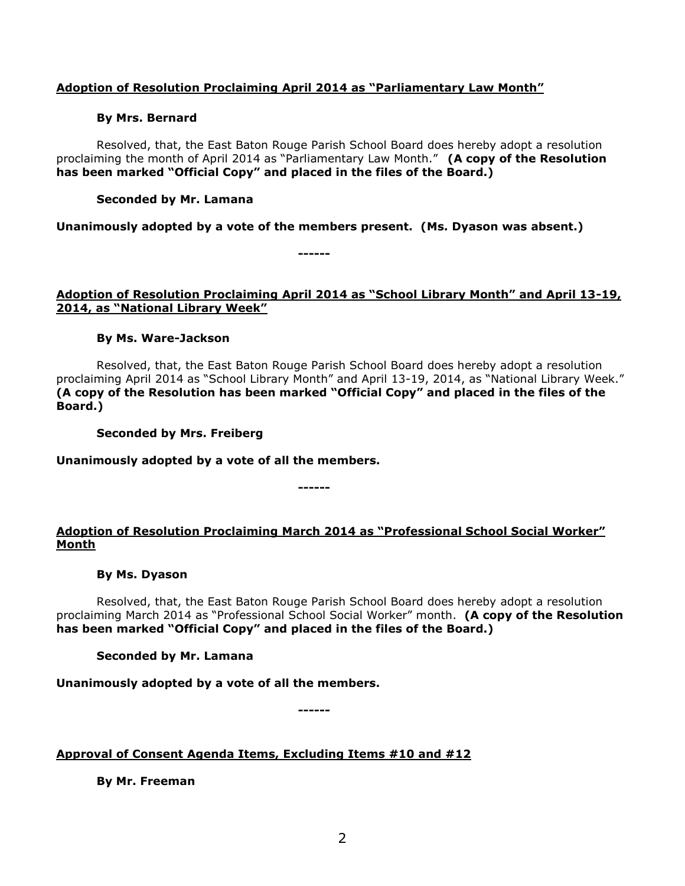**<u>Adoption of Resolution Proclaiming April 2014 as "Parliamentary Law Month"</u>**

**By Mrs. Bernard**

Resolved, that, the East Baton Rouge Parish School Board does hereby adopt a resolution proclaiming the month of April 2014 as "Parliamentary Law Month." **(A copy of the Resolution has been marked "Official Copy" and placed in the files of the Board.)**

**Seconded by Mr. Lamana**

**Unanimously adopted by a vote of the members present. (Ms. Dyason was absent.)**

**------**

**<u>Adoption of Resolution Proclaiming April 2014 as "School Library Month" and April 13-19, 2014, as "National Library Week"</u>**

**By Ms. Ware-Jackson**

Resolved, that, the East Baton Rouge Parish School Board does hereby adopt a resolution proclaiming April 2014 as "School Library Month" and April 13-19, 2014, as "National Library Week." **(A copy of the Resolution has been marked "Official Copy" and placed in the files of the Board.)**

**Seconded by Mrs. Freiberg**

**Unanimously adopted by a vote of all the members.**

**------**

**<u>Adoption of Resolution Proclaiming March 2014 as "Professional School Social Worker" Month</u>**

**By Ms. Dyason**

Resolved, that, the East Baton Rouge Parish School Board does hereby adopt a resolution proclaiming March 2014 as "Professional School Social Worker" month. **(A copy of the Resolution has been marked "Official Copy" and placed in the files of the Board.)**

**Seconded by Mr. Lamana**

**Unanimously adopted by a vote of all the members.**

**------**

**<u>Approval of Consent Agenda Items, Excluding Items #10 and #12</u>**

**By Mr. Freeman**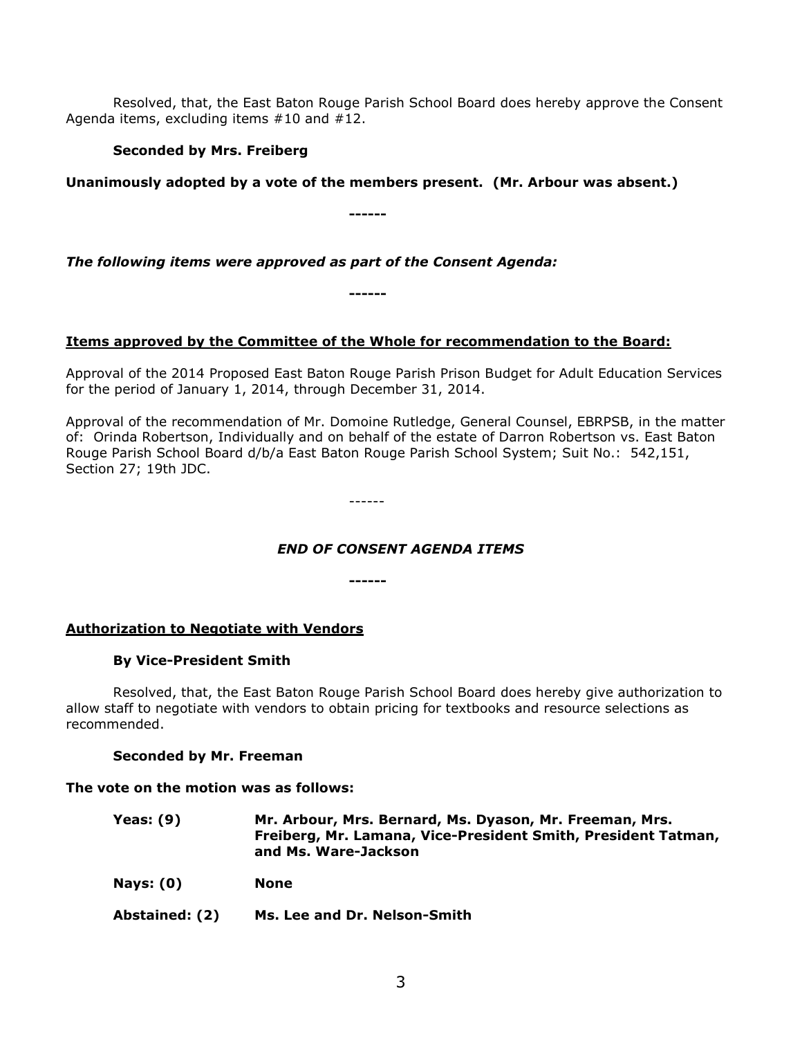Resolved, that, the East Baton Rouge Parish School Board does hereby approve the Consent Agenda items, excluding items #10 and #12.

**Seconded by Mrs. Freiberg**

**Unanimously adopted by a vote of the members present. (Mr. Arbour was absent.)**

**------**

***The following items were approved as part of the Consent Agenda:***

**------**

**Items approved by the Committee of the Whole for recommendation to the Board:**

Approval of the 2014 Proposed East Baton Rouge Parish Prison Budget for Adult Education Services for the period of January 1, 2014, through December 31, 2014.

Approval of the recommendation of Mr. Domoine Rutledge, General Counsel, EBRPSB, in the matter of: Orinda Robertson, Individually and on behalf of the estate of Darron Robertson vs. East Baton Rouge Parish School Board d/b/a East Baton Rouge Parish School System; Suit No.: 542,151, Section 27; 19th JDC.

------

***END OF CONSENT AGENDA ITEMS***

**------**

**Authorization to Negotiate with Vendors**

**By Vice-President Smith**

Resolved, that, the East Baton Rouge Parish School Board does hereby give authorization to allow staff to negotiate with vendors to obtain pricing for textbooks and resource selections as recommended.

**Seconded by Mr. Freeman**

**The vote on the motion was as follows:**

| | |
|---|---|
| **Yeas: (9)** | **Mr. Arbour, Mrs. Bernard, Ms. Dyason, Mr. Freeman, Mrs. Freiberg, Mr. Lamana, Vice-President Smith, President Tatman, and Ms. Ware-Jackson** |
| **Nays: (0)** | **None** |
| **Abstained: (2)** | **Ms. Lee and Dr. Nelson-Smith** |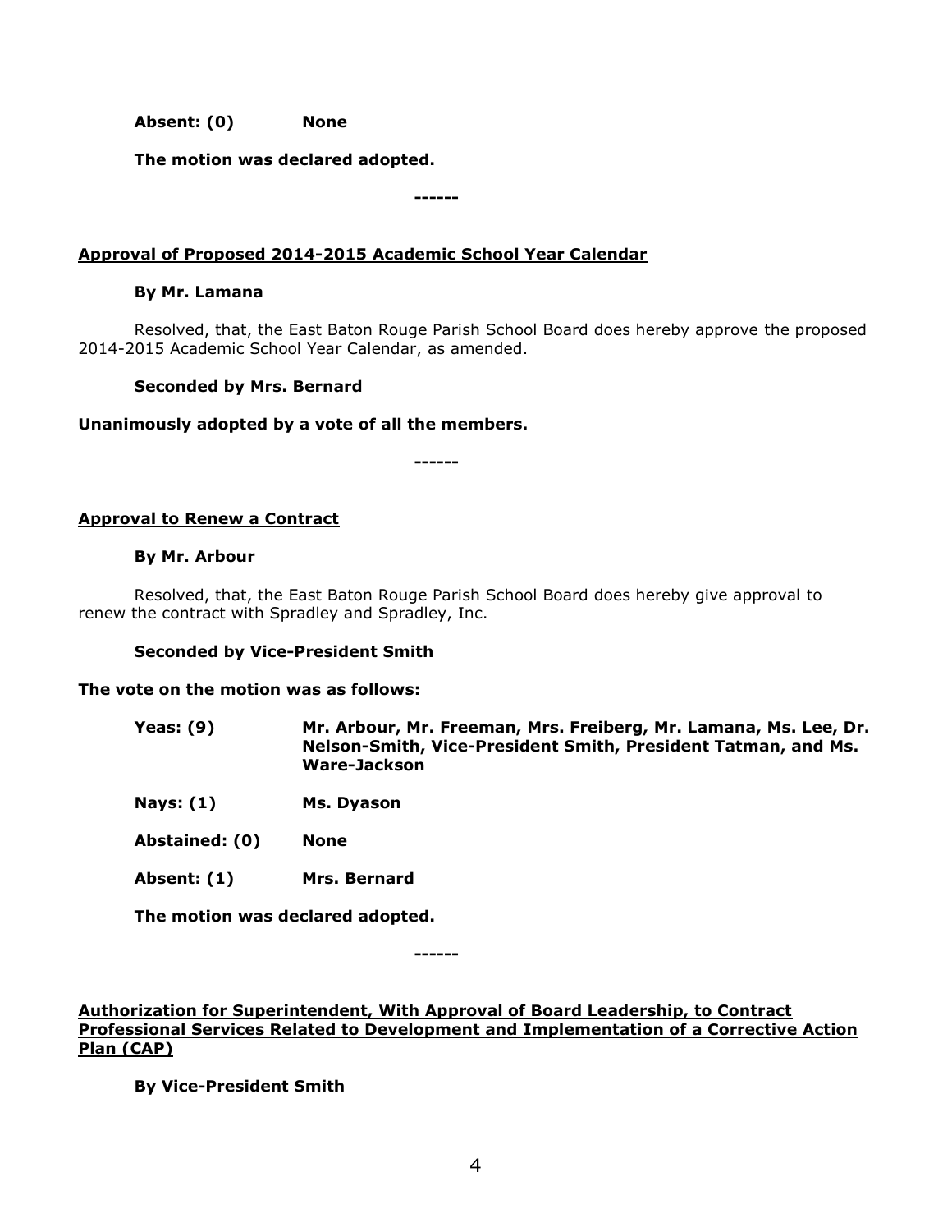**Absent: (0) None**

**The motion was declared adopted.**

**------**

**Approval of Proposed 2014-2015 Academic School Year Calendar**

**By Mr. Lamana**

Resolved, that, the East Baton Rouge Parish School Board does hereby approve the proposed 2014-2015 Academic School Year Calendar, as amended.

**Seconded by Mrs. Bernard**

**Unanimously adopted by a vote of all the members.**

**------**

**Approval to Renew a Contract**

**By Mr. Arbour**

Resolved, that, the East Baton Rouge Parish School Board does hereby give approval to renew the contract with Spradley and Spradley, Inc.

**Seconded by Vice-President Smith**

**The vote on the motion was as follows:**

**Yeas: (9) Mr. Arbour, Mr. Freeman, Mrs. Freiberg, Mr. Lamana, Ms. Lee, Dr. Nelson-Smith, Vice-President Smith, President Tatman, and Ms. Ware-Jackson**

**Nays: (1) Ms. Dyason**

**Abstained: (0) None**

**Absent: (1) Mrs. Bernard**

**The motion was declared adopted.**

**------**

**Authorization for Superintendent, With Approval of Board Leadership, to Contract Professional Services Related to Development and Implementation of a Corrective Action Plan (CAP)**

**By Vice-President Smith**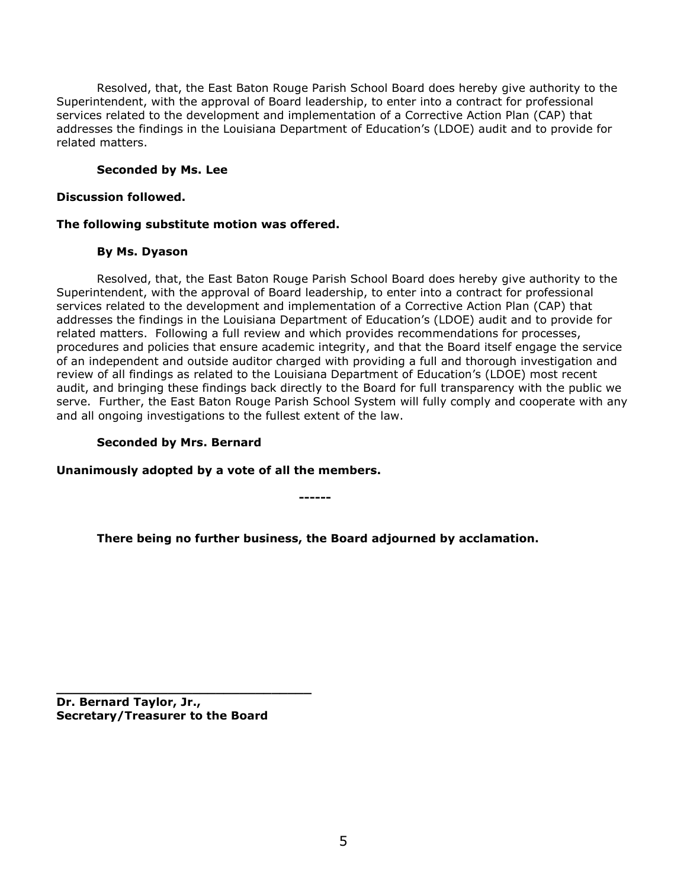Resolved, that, the East Baton Rouge Parish School Board does hereby give authority to the Superintendent, with the approval of Board leadership, to enter into a contract for professional services related to the development and implementation of a Corrective Action Plan (CAP) that addresses the findings in the Louisiana Department of Education's (LDOE) audit and to provide for related matters.

**Seconded by Ms. Lee**

**Discussion followed.**

**The following substitute motion was offered.**

**By Ms. Dyason**

Resolved, that, the East Baton Rouge Parish School Board does hereby give authority to the Superintendent, with the approval of Board leadership, to enter into a contract for professional services related to the development and implementation of a Corrective Action Plan (CAP) that addresses the findings in the Louisiana Department of Education's (LDOE) audit and to provide for related matters. Following a full review and which provides recommendations for processes, procedures and policies that ensure academic integrity, and that the Board itself engage the service of an independent and outside auditor charged with providing a full and thorough investigation and review of all findings as related to the Louisiana Department of Education's (LDOE) most recent audit, and bringing these findings back directly to the Board for full transparency with the public we serve. Further, the East Baton Rouge Parish School System will fully comply and cooperate with any and all ongoing investigations to the fullest extent of the law.

**Seconded by Mrs. Bernard**

**Unanimously adopted by a vote of all the members.**

------

**There being no further business, the Board adjourned by acclamation.**

________________________________

**Dr. Bernard Taylor, Jr.,**
**Secretary/Treasurer to the Board**